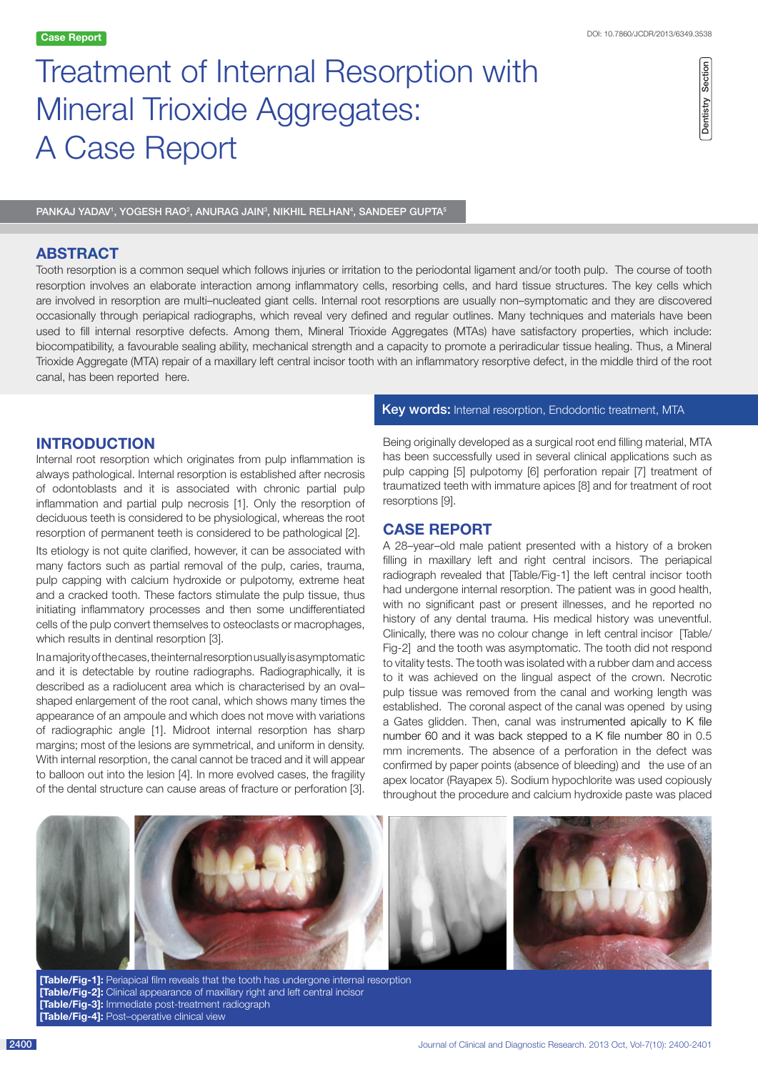Case Report

# Treatment of Internal Resorption with Mineral Trioxide Aggregates: A Case Report

Dentistry Section

PANKAJ YADAV[1], YOGESH RAO[2], ANURAG JAIN[3], NIKHIL RELHAN[4], SANDEEP GUPTA[5]

## ABSTRACT

Tooth resorption is a common sequel which follows injuries or irritation to the periodontal ligament and/or tooth pulp. The course of tooth resorption involves an elaborate interaction among inflammatory cells, resorbing cells, and hard tissue structures. The key cells which are involved in resorption are multi–nucleated giant cells. Internal root resorptions are usually non–symptomatic and they are discovered occasionally through periapical radiographs, which reveal very defined and regular outlines. Many techniques and materials have been used to fill internal resorptive defects. Among them, Mineral Trioxide Aggregates (MTAs) have satisfactory properties, which include: biocompatibility, a favourable sealing ability, mechanical strength and a capacity to promote a periradicular tissue healing. Thus, a Mineral Trioxide Aggregate (MTA) repair of a maxillary left central incisor tooth with an inflammatory resorptive defect, in the middle third of the root canal, has been reported here.

**Key words:** Internal resorption, Endodontic treatment, MTA

## INTRODUCTION

Internal root resorption which originates from pulp inflammation is always pathological. Internal resorption is established after necrosis of odontoblasts and it is associated with chronic partial pulp inflammation and partial pulp necrosis [1]. Only the resorption of deciduous teeth is considered to be physiological, whereas the root resorption of permanent teeth is considered to be pathological [2].

Its etiology is not quite clarified, however, it can be associated with many factors such as partial removal of the pulp, caries, trauma, pulp capping with calcium hydroxide or pulpotomy, extreme heat and a cracked tooth. These factors stimulate the pulp tissue, thus initiating inflammatory processes and then some undifferentiated cells of the pulp convert themselves to osteoclasts or macrophages, which results in dentinal resorption [3].

In a majority of the cases, the internal resorption usually is asymptomatic and it is detectable by routine radiographs. Radiographically, it is described as a radiolucent area which is characterised by an oval–shaped enlargement of the root canal, which shows many times the appearance of an ampoule and which does not move with variations of radiographic angle [1]. Midroot internal resorption has sharp margins; most of the lesions are symmetrical, and uniform in density. With internal resorption, the canal cannot be traced and it will appear to balloon out into the lesion [4]. In more evolved cases, the fragility of the dental structure can cause areas of fracture or perforation [3].

Being originally developed as a surgical root end filling material, MTA has been successfully used in several clinical applications such as pulp capping [5] pulpotomy [6] perforation repair [7] treatment of traumatized teeth with immature apices [8] and for treatment of root resorptions [9].

## CASE REPORT

A 28–year–old male patient presented with a history of a broken filling in maxillary left and right central incisors. The periapical radiograph revealed that [Table/Fig-1] the left central incisor tooth had undergone internal resorption. The patient was in good health, with no significant past or present illnesses, and he reported no history of any dental trauma. His medical history was uneventful. Clinically, there was no colour change in left central incisor [Table/Fig-2] and the tooth was asymptomatic. The tooth did not respond to vitality tests. The tooth was isolated with a rubber dam and access to it was achieved on the lingual aspect of the crown. Necrotic pulp tissue was removed from the canal and working length was established. The coronal aspect of the canal was opened by using a Gates glidden. Then, canal was instrumented apically to K file number 60 and it was back stepped to a K file number 80 in 0.5 mm increments. The absence of a perforation in the defect was confirmed by paper points (absence of bleeding) and the use of an apex locator (Rayapex 5). Sodium hypochlorite was used copiously throughout the procedure and calcium hydroxide paste was placed

**[Table/Fig-1]:** Periapical film reveals that the tooth has undergone internal resorption
**[Table/Fig-2]:** Clinical appearance of maxillary right and left central incisor
**[Table/Fig-3]:** Immediate post-treatment radiograph
**[Table/Fig-4]:** Post–operative clinical view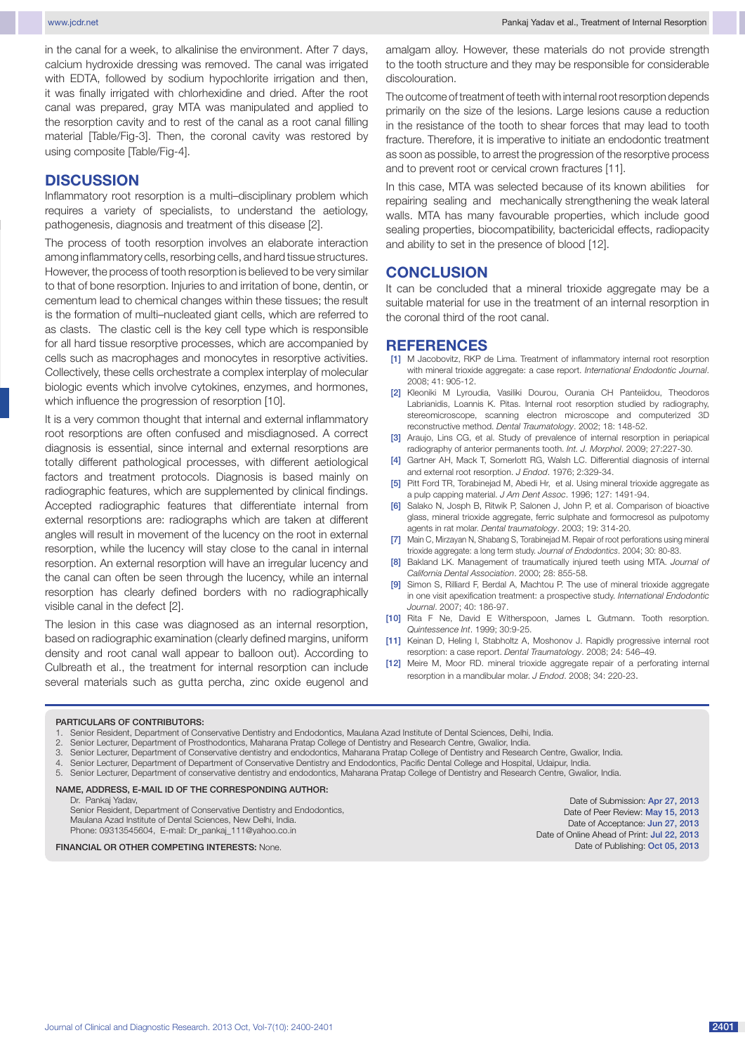in the canal for a week, to alkalinise the environment. After 7 days, calcium hydroxide dressing was removed. The canal was irrigated with EDTA, followed by sodium hypochlorite irrigation and then, it was finally irrigated with chlorhexidine and dried. After the root canal was prepared, gray MTA was manipulated and applied to the resorption cavity and to rest of the canal as a root canal filling material [Table/Fig-3]. Then, the coronal cavity was restored by using composite [Table/Fig-4].

## DISCUSSION

Inflammatory root resorption is a multi–disciplinary problem which requires a variety of specialists, to understand the aetiology, pathogenesis, diagnosis and treatment of this disease [2].

The process of tooth resorption involves an elaborate interaction among inflammatory cells, resorbing cells, and hard tissue structures. However, the process of tooth resorption is believed to be very similar to that of bone resorption. Injuries to and irritation of bone, dentin, or cementum lead to chemical changes within these tissues; the result is the formation of multi–nucleated giant cells, which are referred to as clasts. The clastic cell is the key cell type which is responsible for all hard tissue resorptive processes, which are accompanied by cells such as macrophages and monocytes in resorptive activities. Collectively, these cells orchestrate a complex interplay of molecular biologic events which involve cytokines, enzymes, and hormones, which influence the progression of resorption [10].

It is a very common thought that internal and external inflammatory root resorptions are often confused and misdiagnosed. A correct diagnosis is essential, since internal and external resorptions are totally different pathological processes, with different aetiological factors and treatment protocols. Diagnosis is based mainly on radiographic features, which are supplemented by clinical findings. Accepted radiographic features that differentiate internal from external resorptions are: radiographs which are taken at different angles will result in movement of the lucency on the root in external resorption, while the lucency will stay close to the canal in internal resorption. An external resorption will have an irregular lucency and the canal can often be seen through the lucency, while an internal resorption has clearly defined borders with no radiographically visible canal in the defect [2].

The lesion in this case was diagnosed as an internal resorption, based on radiographic examination (clearly defined margins, uniform density and root canal wall appear to balloon out). According to Culbreath et al., the treatment for internal resorption can include several materials such as gutta percha, zinc oxide eugenol and amalgam alloy. However, these materials do not provide strength to the tooth structure and they may be responsible for considerable discolouration.

The outcome of treatment of teeth with internal root resorption depends primarily on the size of the lesions. Large lesions cause a reduction in the resistance of the tooth to shear forces that may lead to tooth fracture. Therefore, it is imperative to initiate an endodontic treatment as soon as possible, to arrest the progression of the resorptive process and to prevent root or cervical crown fractures [11].

In this case, MTA was selected because of its known abilities for repairing sealing and mechanically strengthening the weak lateral walls. MTA has many favourable properties, which include good sealing properties, biocompatibility, bactericidal effects, radiopacity and ability to set in the presence of blood [12].

## CONCLUSION

It can be concluded that a mineral trioxide aggregate may be a suitable material for use in the treatment of an internal resorption in the coronal third of the root canal.

## REFERENCES

[1] M Jacobovitz, RKP de Lima. Treatment of inflammatory internal root resorption with mineral trioxide aggregate: a case report. *International Endodontic Journal*. 2008; 41: 905-12.

[2] Kleoniki M Lyroudia, Vasiliki Dourou, Ourania CH Panteiidou, Theodoros Labrianidis, Loannis K. Pitas. Internal root resorption studied by radiography, stereomicroscope, scanning electron microscope and computerized 3D reconstructive method. *Dental Traumatology*. 2002; 18: 148-52.

[3] Araujo, Lins CG, et al. Study of prevalence of internal resorption in periapical radiography of anterior permanents tooth. *Int. J. Morphol*. 2009; 27:227-30.

[4] Gartner AH, Mack T, Somerlott RG, Walsh LC. Differential diagnosis of internal and external root resorption. *J Endod*. 1976; 2:329-34.

[5] Pitt Ford TR, Torabinejad M, Abedi Hr, et al. Using mineral trioxide aggregate as a pulp capping material. *J Am Dent Assoc*. 1996; 127: 1491-94.

[6] Salako N, Josph B, Ritwik P, Salonen J, John P, et al. Comparison of bioactive glass, mineral trioxide aggregate, ferric sulphate and formocresol as pulpotomy agents in rat molar. *Dental traumatology*. 2003; 19: 314-20.

[7] Main C, Mirzayan N, Shabang S, Torabinejad M. Repair of root perforations using mineral trioxide aggregate: a long term study. *Journal of Endodontics*. 2004; 30: 80-83.

[8] Bakland LK. Management of traumatically injured teeth using MTA. *Journal of California Dental Association*. 2000; 28: 855-58.

[9] Simon S, Rilliard F, Berdal A, Machtou P. The use of mineral trioxide aggregate in one visit apexification treatment: a prospective study. *International Endodontic Journal*. 2007; 40: 186-97.

[10] Rita F Ne, David E Witherspoon, James L Gutmann. Tooth resorption. *Quintessence Int*. 1999; 30:9-25.

[11] Keinan D, Heling I, Stabholtz A, Moshonov J. Rapidly progressive internal root resorption: a case report. *Dental Traumatology*. 2008; 24: 546–49.

[12] Meire M, Moor RD. mineral trioxide aggregate repair of a perforating internal resorption in a mandibular molar. *J Endod*. 2008; 34: 220-23.

**PARTICULARS OF CONTRIBUTORS:**

1. Senior Resident, Department of Conservative Dentistry and Endodontics, Maulana Azad Institute of Dental Sciences, Delhi, India.
2. Senior Lecturer, Department of Prosthodontics, Maharana Pratap College of Dentistry and Research Centre, Gwalior, India.
3. Senior Lecturer, Department of Conservative dentistry and endodontics, Maharana Pratap College of Dentistry and Research Centre, Gwalior, India.
4. Senior Lecturer, Department of Department of Conservative Dentistry and Endodontics, Pacific Dental College and Hospital, Udaipur, India.
5. Senior Lecturer, Department of conservative dentistry and endodontics, Maharana Pratap College of Dentistry and Research Centre, Gwalior, India.

**NAME, ADDRESS, E-MAIL ID OF THE CORRESPONDING AUTHOR:**

Dr. Pankaj Yadav,
Senior Resident, Department of Conservative Dentistry and Endodontics,
Maulana Azad Institute of Dental Sciences, New Delhi, India.
Phone: 09313545604, E-mail: Dr_pankaj_111@yahoo.co.in

**FINANCIAL OR OTHER COMPETING INTERESTS:** None.

Date of Submission: Apr 27, 2013
Date of Peer Review: May 15, 2013
Date of Acceptance: Jun 27, 2013
Date of Online Ahead of Print: Jul 22, 2013
Date of Publishing: Oct 05, 2013